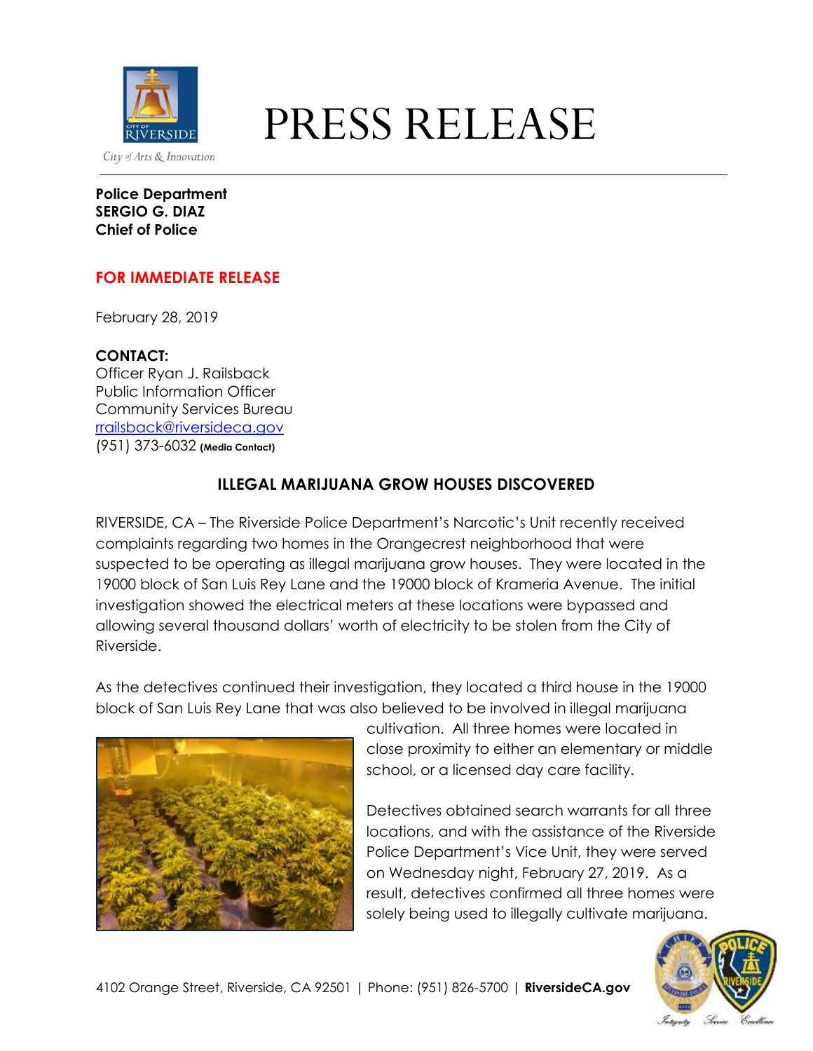# PRESS RELEASE

City of Arts & Innovation

**Police Department**
**SERGIO G. DIAZ**
**Chief of Police**

**FOR IMMEDIATE RELEASE**

February 28, 2019

**CONTACT:**
Officer Ryan J. Railsback
Public Information Officer
Community Services Bureau
rrailsback@riversideca.gov
(951) 373-6032 **(Media Contact)**

## ILLEGAL MARIJUANA GROW HOUSES DISCOVERED

RIVERSIDE, CA – The Riverside Police Department's Narcotic's Unit recently received complaints regarding two homes in the Orangecrest neighborhood that were suspected to be operating as illegal marijuana grow houses. They were located in the 19000 block of San Luis Rey Lane and the 19000 block of Krameria Avenue. The initial investigation showed the electrical meters at these locations were bypassed and allowing several thousand dollars' worth of electricity to be stolen from the City of Riverside.

As the detectives continued their investigation, they located a third house in the 19000 block of San Luis Rey Lane that was also believed to be involved in illegal marijuana cultivation. All three homes were located in close proximity to either an elementary or middle school, or a licensed day care facility.

Detectives obtained search warrants for all three locations, and with the assistance of the Riverside Police Department's Vice Unit, they were served on Wednesday night, February 27, 2019. As a result, detectives confirmed all three homes were solely being used to illegally cultivate marijuana.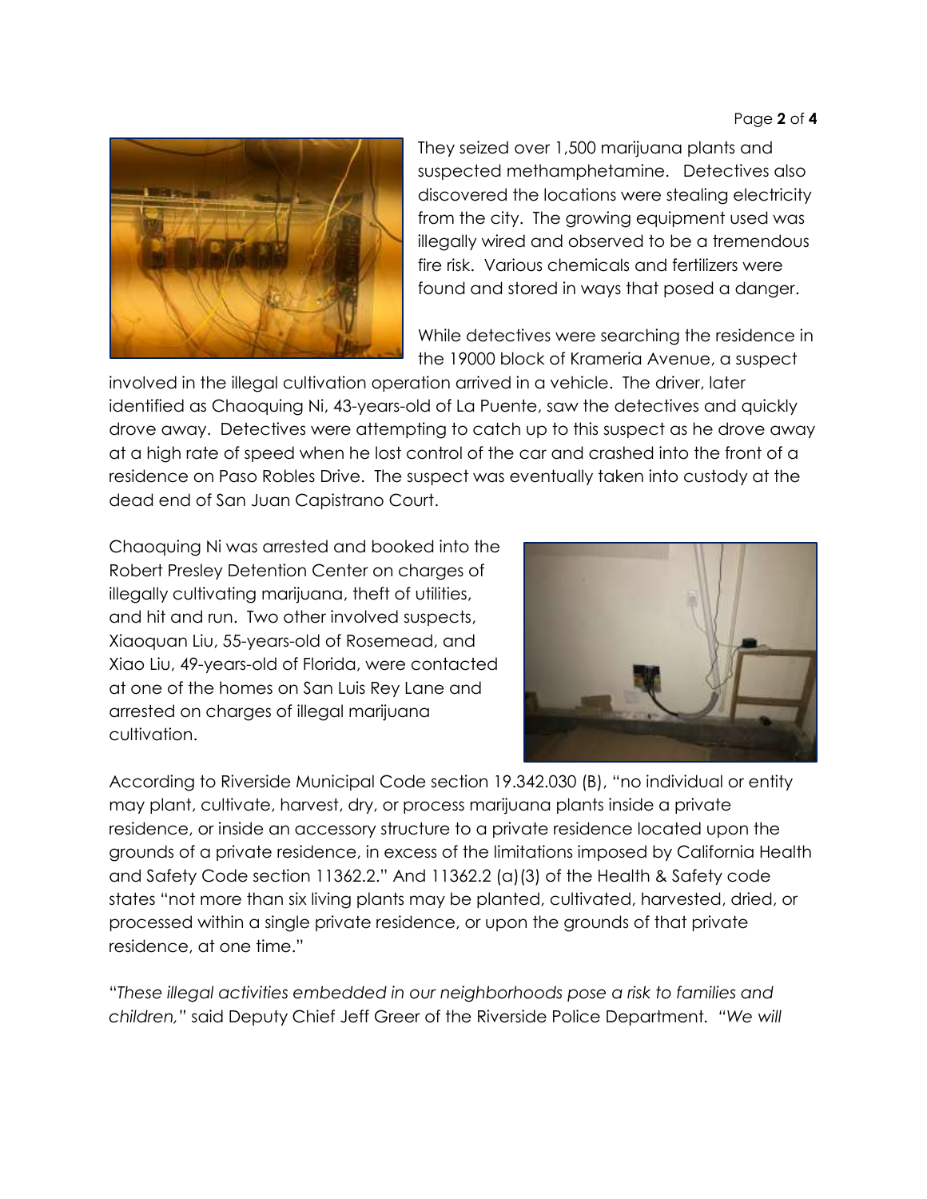They seized over 1,500 marijuana plants and suspected methamphetamine. Detectives also discovered the locations were stealing electricity from the city. The growing equipment used was illegally wired and observed to be a tremendous fire risk. Various chemicals and fertilizers were found and stored in ways that posed a danger.

While detectives were searching the residence in the 19000 block of Krameria Avenue, a suspect involved in the illegal cultivation operation arrived in a vehicle. The driver, later identified as Chaoquing Ni, 43-years-old of La Puente, saw the detectives and quickly drove away. Detectives were attempting to catch up to this suspect as he drove away at a high rate of speed when he lost control of the car and crashed into the front of a residence on Paso Robles Drive. The suspect was eventually taken into custody at the dead end of San Juan Capistrano Court.

Chaoquing Ni was arrested and booked into the Robert Presley Detention Center on charges of illegally cultivating marijuana, theft of utilities, and hit and run. Two other involved suspects, Xiaoquan Liu, 55-years-old of Rosemead, and Xiao Liu, 49-years-old of Florida, were contacted at one of the homes on San Luis Rey Lane and arrested on charges of illegal marijuana cultivation.

According to Riverside Municipal Code section 19.342.030 (B), "no individual or entity may plant, cultivate, harvest, dry, or process marijuana plants inside a private residence, or inside an accessory structure to a private residence located upon the grounds of a private residence, in excess of the limitations imposed by California Health and Safety Code section 11362.2." And 11362.2 (a)(3) of the Health & Safety code states "not more than six living plants may be planted, cultivated, harvested, dried, or processed within a single private residence, or upon the grounds of that private residence, at one time."

"*These illegal activities embedded in our neighborhoods pose a risk to families and children,"* said Deputy Chief Jeff Greer of the Riverside Police Department. *"We will*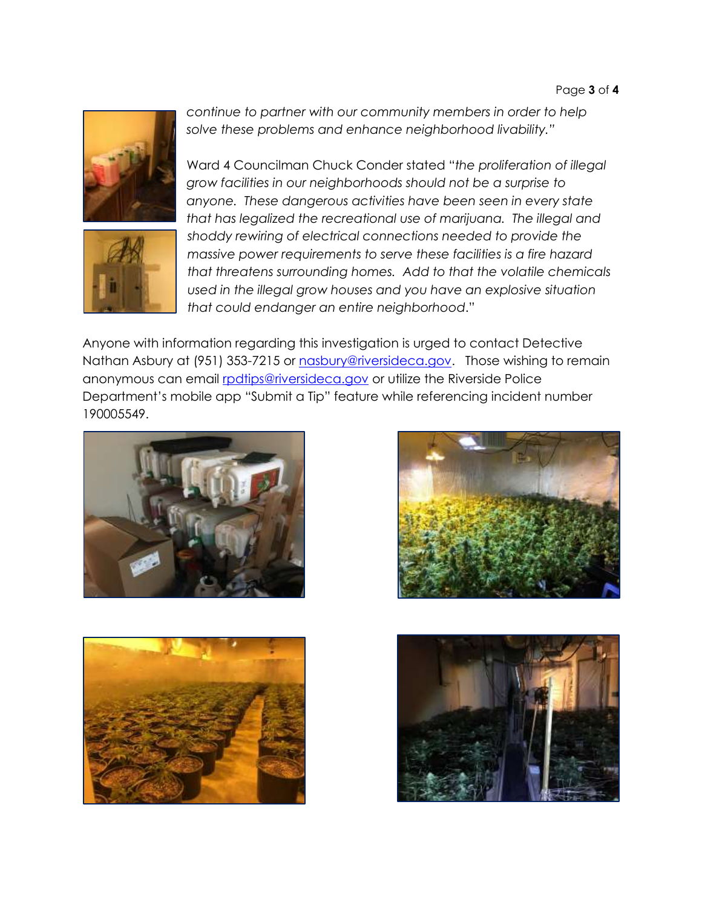*continue to partner with our community members in order to help solve these problems and enhance neighborhood livability."*

Ward 4 Councilman Chuck Conder stated "*the proliferation of illegal grow facilities in our neighborhoods should not be a surprise to anyone. These dangerous activities have been seen in every state that has legalized the recreational use of marijuana. The illegal and shoddy rewiring of electrical connections needed to provide the massive power requirements to serve these facilities is a fire hazard that threatens surrounding homes. Add to that the volatile chemicals used in the illegal grow houses and you have an explosive situation that could endanger an entire neighborhood*."

Anyone with information regarding this investigation is urged to contact Detective Nathan Asbury at (951) 353-7215 or nasbury@riversideca.gov. Those wishing to remain anonymous can email rpdtips@riversideca.gov or utilize the Riverside Police Department's mobile app "Submit a Tip" feature while referencing incident number 190005549.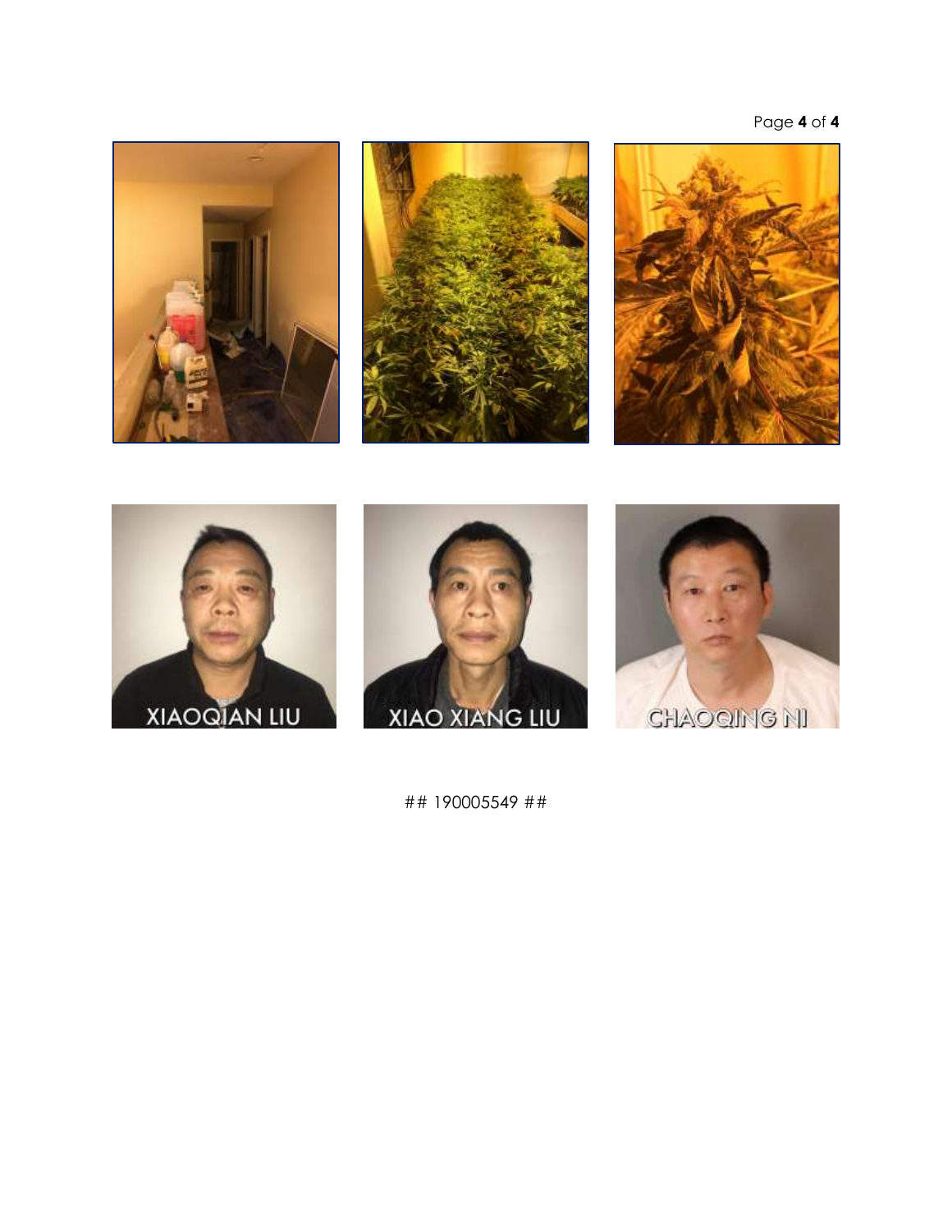XIAOQIAN LIU

XIAO XIANG LIU

CHAOQING NI

## # 190005549 ##